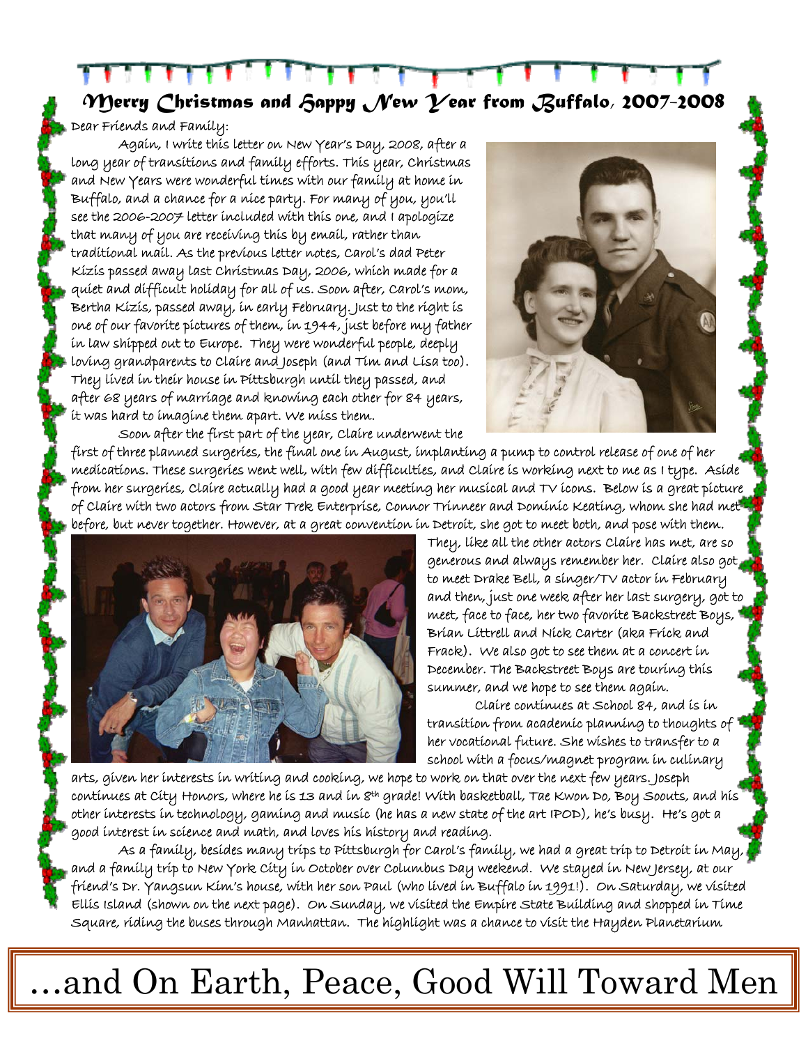# Merry Christmas and Happy New Year from Buffalo, 2007-2008

Dear Friends and Family:

Again, I write this letter on New Year's Day, 2008, after a long year of transitions and family efforts. This year, Christmas and New Years were wonderful times with our family at home in Buffalo, and a chance for a nice party. For many of you, you'll see the 2006-2007 letter included with this one, and I apologize that many of you are receiving this by email, rather than traditional mail. As the previous letter notes, Carol's dad Peter Kizis passed away last Christmas Day, 2006, which made for a quiet and difficult holiday for all of us. Soon after, Carol's mom, Bertha Kizis, passed away, in early February. Just to the right is one of our favorite pictures of them, in 1944, just before my father in law shipped out to Europe. They were wonderful people, deeply loving grandparents to Claire and Joseph (and Tim and Lisa too). They lived in their house in Pittsburgh until they passed, and after 68 years of marriage and knowing each other for 84 years, it was hard to imagine them apart. We miss them.

Soon after the first part of the year, Claire underwent the first of three planned surgeries, the final one in August, implanting a pump to control release of one of her medications. These surgeries went well, with few difficulties, and Claire is working next to me as I type. Aside from her surgeries, Claire actually had a good year meeting her musical and TV icons. Below is a great picture of Claire with two actors from Star Trek Enterprise, Connor Trinneer and Dominic Keating, whom she had met before, but never together. However, at a great convention in Detroit, she got to meet both, and pose with them. They, like all the other actors Claire has met, are so generous and always remember her. Claire also got to meet Drake Bell, a singer/TV actor in February and then, just one week after her last surgery, got to meet, face to face, her two favorite Backstreet Boys, Brian Littrell and Nick Carter (aka Frick and Frack). We also got to see them at a concert in December. The Backstreet Boys are touring this summer, and we hope to see them again.

Claire continues at School 84, and is in transition from academic planning to thoughts of her vocational future. She wishes to transfer to a school with a focus/magnet program in culinary arts, given her interests in writing and cooking, we hope to work on that over the next few years. Joseph continues at City Honors, where he is 13 and in 8th grade! With basketball, Tae Kwon Do, Boy Soouts, and his other interests in technology, gaming and music (he has a new state of the art IPOD), he's busy. He's got a good interest in science and math, and loves his history and reading.

As a family, besides many trips to Pittsburgh for Carol's family, we had a great trip to Detroit in May, and a family trip to New York City in October over Columbus Day weekend. We stayed in New Jersey, at our friend's Dr. Yangsun Kim's house, with her son Paul (who lived in Buffalo in 1991!). On Saturday, we visited Ellis Island (shown on the next page). On Sunday, we visited the Empire State Building and shopped in Time Square, riding the buses through Manhattan. The highlight was a chance to visit the Hayden Planetarium

…and On Earth, Peace, Good Will Toward Men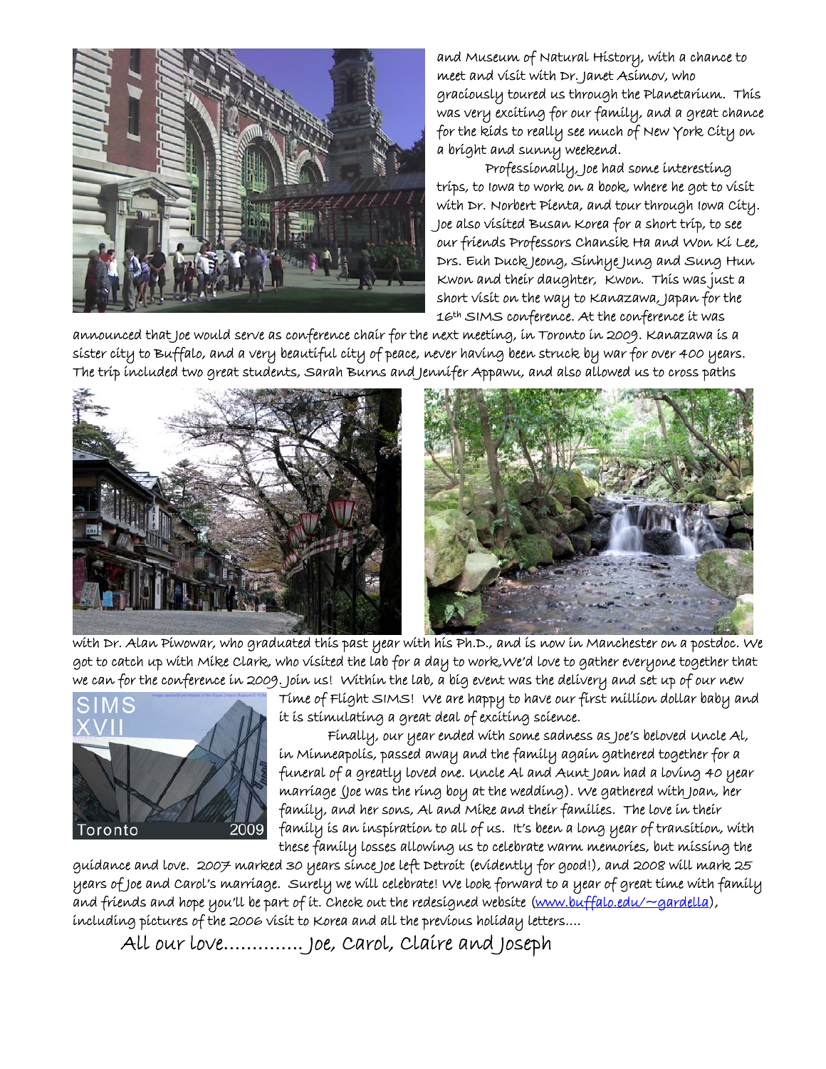and Museum of Natural History, with a chance to meet and visit with Dr. Janet Asimov, who graciously toured us through the Planetarium. This was very exciting for our family, and a great chance for the kids to really see much of New York City on a bright and sunny weekend.

Professionally, Joe had some interesting trips, to Iowa to work on a book, where he got to visit with Dr. Norbert Pienta, and tour through Iowa City. Joe also visited Busan Korea for a short trip, to see our friends Professors Chansik Ha and Won Ki Lee, Drs. Euh Duck Jeong, Sinhye Jung and Sung Hun Kwon and their daughter, Kwon. This was just a short visit on the way to Kanazawa, Japan for the 16th SIMS conference. At the conference it was announced that Joe would serve as conference chair for the next meeting, in Toronto in 2009. Kanazawa is a sister city to Buffalo, and a very beautiful city of peace, never having been struck by war for over 400 years. The trip included two great students, Sarah Burns and Jennifer Appawu, and also allowed us to cross paths with Dr. Alan Piwowar, who graduated this past year with his Ph.D., and is now in Manchester on a postdoc. We got to catch up with Mike Clark, who visited the lab for a day to work.We'd love to gather everyone together that we can for the conference in 2009. Join us! Within the lab, a big event was the delivery and set up of our new Time of Flight SIMS! We are happy to have our first million dollar baby and it is stimulating a great deal of exciting science.

Finally, our year ended with some sadness as Joe's beloved Uncle Al, in Minneapolis, passed away and the family again gathered together for a funeral of a greatly loved one. Uncle Al and Aunt Joan had a loving 40 year marriage (Joe was the ring boy at the wedding). We gathered with Joan, her family, and her sons, Al and Mike and their families. The love in their family is an inspiration to all of us. It's been a long year of transition, with these family losses allowing us to celebrate warm memories, but missing the guidance and love. 2007 marked 30 years since Joe left Detroit (evidently for good!), and 2008 will mark 25 years of Joe and Carol's marriage. Surely we will celebrate! We look forward to a year of great time with family and friends and hope you'll be part of it. Check out the redesigned website (www.buffalo.edu/~gardella), including pictures of the 2006 visit to Korea and all the previous holiday letters….

All our love…………..Joe, Carol, Claire and Joseph